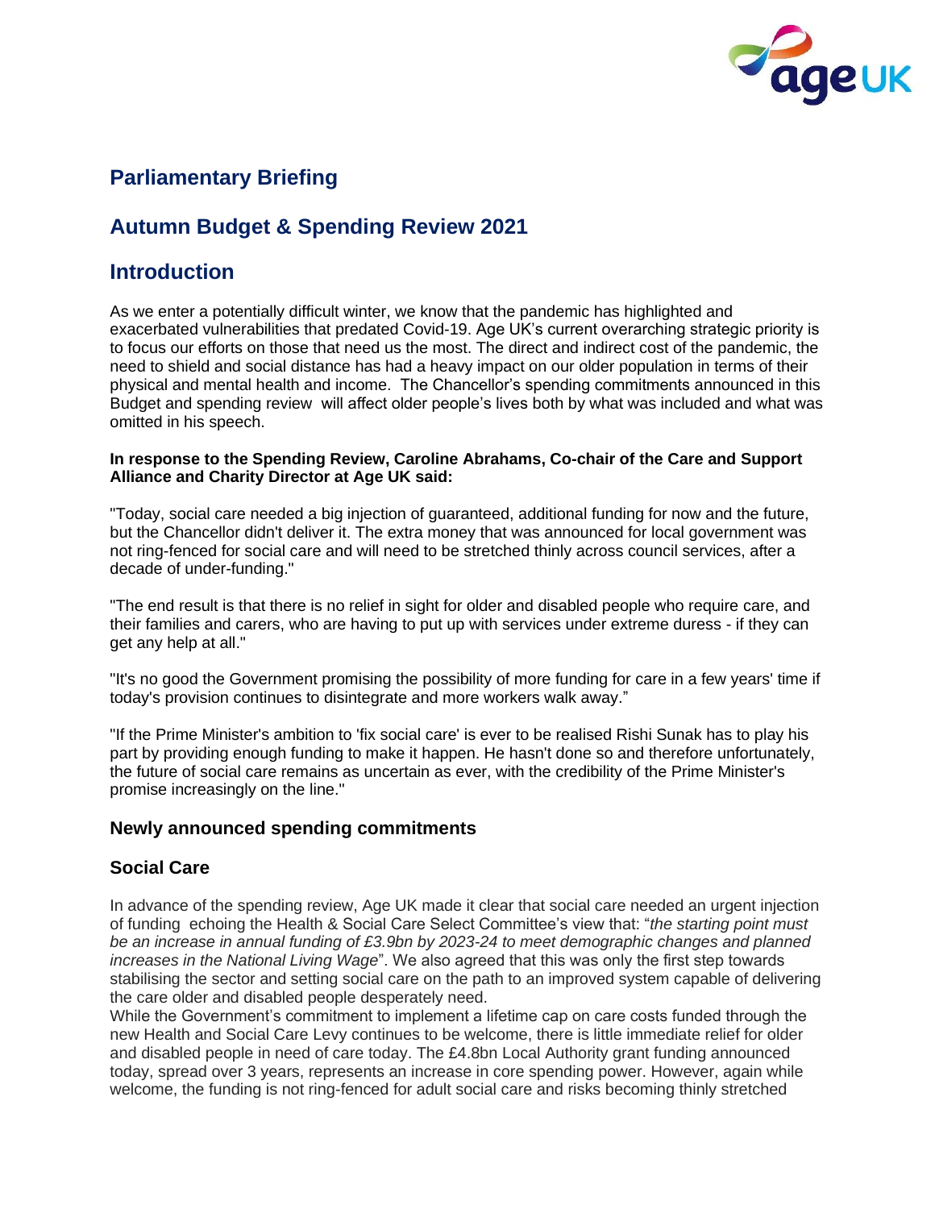## Parliamentary Briefing

## Autumn Budget & Spending Review 2021

## Introduction

As we enter a potentially difficult winter, we know that the pandemic has highlighted and exacerbated vulnerabilities that predated Covid-19. Age UK's current overarching strategic priority is to focus our efforts on those that need us the most. The direct and indirect cost of the pandemic, the need to shield and social distance has had a heavy impact on our older population in terms of their physical and mental health and income. The Chancellor's spending commitments announced in this Budget and spending review will affect older people's lives both by what was included and what was omitted in his speech.

**In response to the Spending Review, Caroline Abrahams, Co-chair of the Care and Support Alliance and Charity Director at Age UK said:**

"Today, social care needed a big injection of guaranteed, additional funding for now and the future, but the Chancellor didn't deliver it. The extra money that was announced for local government was not ring-fenced for social care and will need to be stretched thinly across council services, after a decade of under-funding."

"The end result is that there is no relief in sight for older and disabled people who require care, and their families and carers, who are having to put up with services under extreme duress - if they can get any help at all."

"It's no good the Government promising the possibility of more funding for care in a few years' time if today's provision continues to disintegrate and more workers walk away."

"If the Prime Minister's ambition to 'fix social care' is ever to be realised Rishi Sunak has to play his part by providing enough funding to make it happen. He hasn't done so and therefore unfortunately, the future of social care remains as uncertain as ever, with the credibility of the Prime Minister's promise increasingly on the line."

### Newly announced spending commitments

### Social Care

In advance of the spending review, Age UK made it clear that social care needed an urgent injection of funding echoing the Health & Social Care Select Committee's view that: "*the starting point must be an increase in annual funding of £3.9bn by 2023-24 to meet demographic changes and planned increases in the National Living Wage*". We also agreed that this was only the first step towards stabilising the sector and setting social care on the path to an improved system capable of delivering the care older and disabled people desperately need.

While the Government's commitment to implement a lifetime cap on care costs funded through the new Health and Social Care Levy continues to be welcome, there is little immediate relief for older and disabled people in need of care today. The £4.8bn Local Authority grant funding announced today, spread over 3 years, represents an increase in core spending power. However, again while welcome, the funding is not ring-fenced for adult social care and risks becoming thinly stretched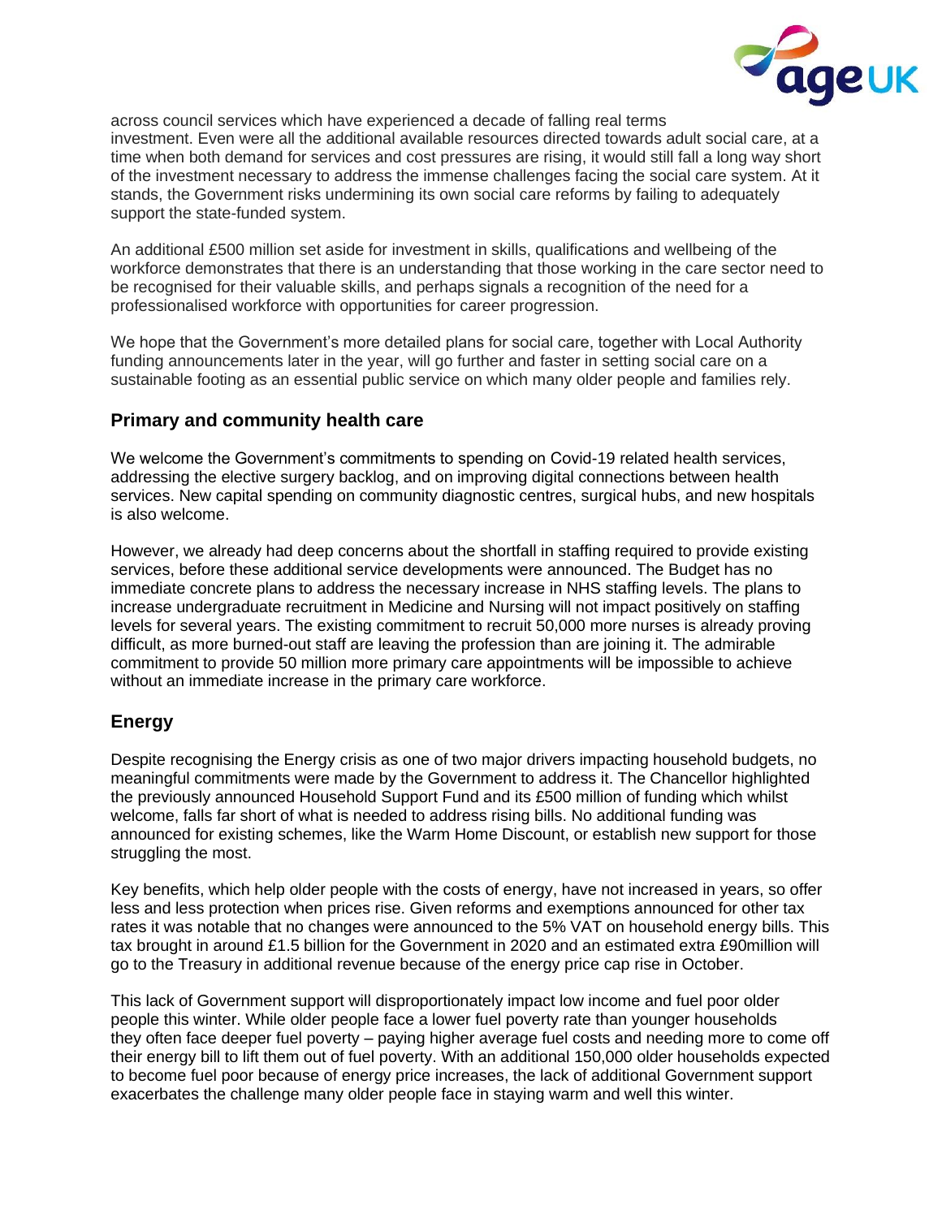across council services which have experienced a decade of falling real terms investment. Even were all the additional available resources directed towards adult social care, at a time when both demand for services and cost pressures are rising, it would still fall a long way short of the investment necessary to address the immense challenges facing the social care system. At it stands, the Government risks undermining its own social care reforms by failing to adequately support the state-funded system.

An additional £500 million set aside for investment in skills, qualifications and wellbeing of the workforce demonstrates that there is an understanding that those working in the care sector need to be recognised for their valuable skills, and perhaps signals a recognition of the need for a professionalised workforce with opportunities for career progression.

We hope that the Government's more detailed plans for social care, together with Local Authority funding announcements later in the year, will go further and faster in setting social care on a sustainable footing as an essential public service on which many older people and families rely.

## Primary and community health care

We welcome the Government's commitments to spending on Covid-19 related health services, addressing the elective surgery backlog, and on improving digital connections between health services. New capital spending on community diagnostic centres, surgical hubs, and new hospitals is also welcome.

However, we already had deep concerns about the shortfall in staffing required to provide existing services, before these additional service developments were announced. The Budget has no immediate concrete plans to address the necessary increase in NHS staffing levels. The plans to increase undergraduate recruitment in Medicine and Nursing will not impact positively on staffing levels for several years. The existing commitment to recruit 50,000 more nurses is already proving difficult, as more burned-out staff are leaving the profession than are joining it. The admirable commitment to provide 50 million more primary care appointments will be impossible to achieve without an immediate increase in the primary care workforce.

## Energy

Despite recognising the Energy crisis as one of two major drivers impacting household budgets, no meaningful commitments were made by the Government to address it. The Chancellor highlighted the previously announced Household Support Fund and its £500 million of funding which whilst welcome, falls far short of what is needed to address rising bills. No additional funding was announced for existing schemes, like the Warm Home Discount, or establish new support for those struggling the most.

Key benefits, which help older people with the costs of energy, have not increased in years, so offer less and less protection when prices rise. Given reforms and exemptions announced for other tax rates it was notable that no changes were announced to the 5% VAT on household energy bills. This tax brought in around £1.5 billion for the Government in 2020 and an estimated extra £90million will go to the Treasury in additional revenue because of the energy price cap rise in October.

This lack of Government support will disproportionately impact low income and fuel poor older people this winter. While older people face a lower fuel poverty rate than younger households they often face deeper fuel poverty – paying higher average fuel costs and needing more to come off their energy bill to lift them out of fuel poverty. With an additional 150,000 older households expected to become fuel poor because of energy price increases, the lack of additional Government support exacerbates the challenge many older people face in staying warm and well this winter.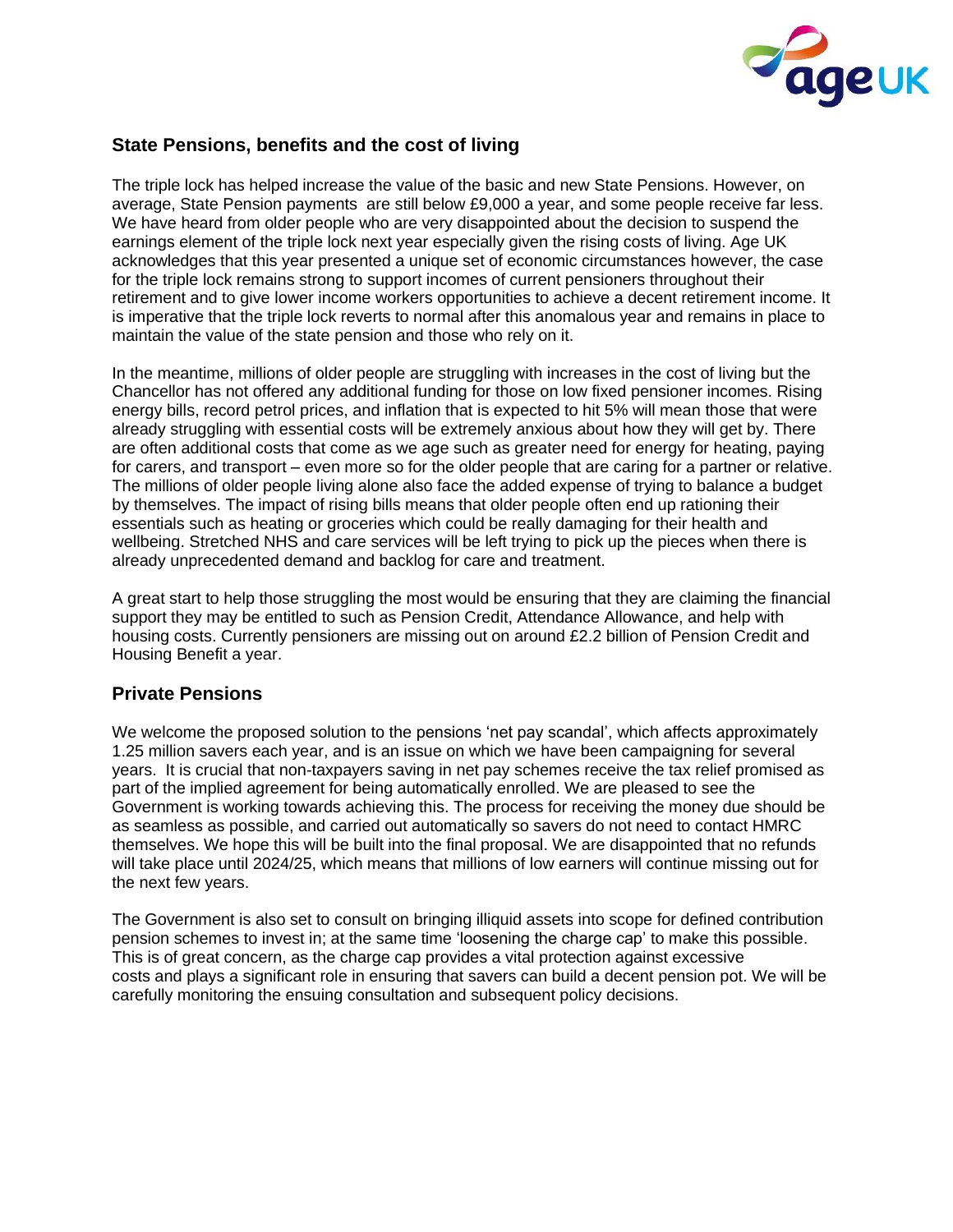## State Pensions, benefits and the cost of living

The triple lock has helped increase the value of the basic and new State Pensions. However, on average, State Pension payments are still below £9,000 a year, and some people receive far less. We have heard from older people who are very disappointed about the decision to suspend the earnings element of the triple lock next year especially given the rising costs of living. Age UK acknowledges that this year presented a unique set of economic circumstances however, the case for the triple lock remains strong to support incomes of current pensioners throughout their retirement and to give lower income workers opportunities to achieve a decent retirement income. It is imperative that the triple lock reverts to normal after this anomalous year and remains in place to maintain the value of the state pension and those who rely on it.

In the meantime, millions of older people are struggling with increases in the cost of living but the Chancellor has not offered any additional funding for those on low fixed pensioner incomes. Rising energy bills, record petrol prices, and inflation that is expected to hit 5% will mean those that were already struggling with essential costs will be extremely anxious about how they will get by. There are often additional costs that come as we age such as greater need for energy for heating, paying for carers, and transport – even more so for the older people that are caring for a partner or relative. The millions of older people living alone also face the added expense of trying to balance a budget by themselves. The impact of rising bills means that older people often end up rationing their essentials such as heating or groceries which could be really damaging for their health and wellbeing. Stretched NHS and care services will be left trying to pick up the pieces when there is already unprecedented demand and backlog for care and treatment.

A great start to help those struggling the most would be ensuring that they are claiming the financial support they may be entitled to such as Pension Credit, Attendance Allowance, and help with housing costs. Currently pensioners are missing out on around £2.2 billion of Pension Credit and Housing Benefit a year.

## Private Pensions

We welcome the proposed solution to the pensions 'net pay scandal', which affects approximately 1.25 million savers each year, and is an issue on which we have been campaigning for several years. It is crucial that non-taxpayers saving in net pay schemes receive the tax relief promised as part of the implied agreement for being automatically enrolled. We are pleased to see the Government is working towards achieving this. The process for receiving the money due should be as seamless as possible, and carried out automatically so savers do not need to contact HMRC themselves. We hope this will be built into the final proposal. We are disappointed that no refunds will take place until 2024/25, which means that millions of low earners will continue missing out for the next few years.

The Government is also set to consult on bringing illiquid assets into scope for defined contribution pension schemes to invest in; at the same time 'loosening the charge cap' to make this possible. This is of great concern, as the charge cap provides a vital protection against excessive costs and plays a significant role in ensuring that savers can build a decent pension pot. We will be carefully monitoring the ensuing consultation and subsequent policy decisions.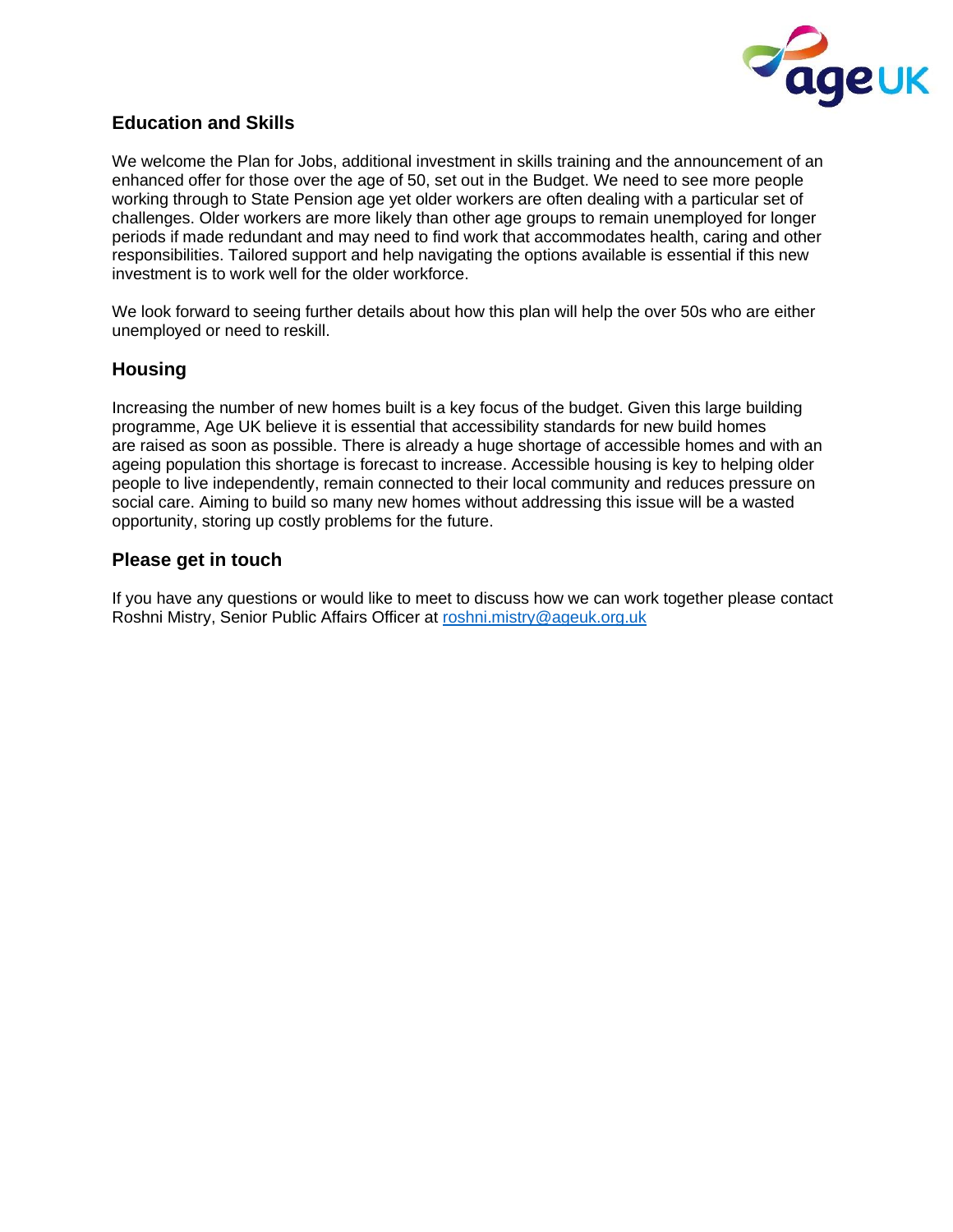## Education and Skills

We welcome the Plan for Jobs, additional investment in skills training and the announcement of an enhanced offer for those over the age of 50, set out in the Budget. We need to see more people working through to State Pension age yet older workers are often dealing with a particular set of challenges. Older workers are more likely than other age groups to remain unemployed for longer periods if made redundant and may need to find work that accommodates health, caring and other responsibilities. Tailored support and help navigating the options available is essential if this new investment is to work well for the older workforce.

We look forward to seeing further details about how this plan will help the over 50s who are either unemployed or need to reskill.

## Housing

Increasing the number of new homes built is a key focus of the budget. Given this large building programme, Age UK believe it is essential that accessibility standards for new build homes are raised as soon as possible. There is already a huge shortage of accessible homes and with an ageing population this shortage is forecast to increase. Accessible housing is key to helping older people to live independently, remain connected to their local community and reduces pressure on social care. Aiming to build so many new homes without addressing this issue will be a wasted opportunity, storing up costly problems for the future.

## Please get in touch

If you have any questions or would like to meet to discuss how we can work together please contact Roshni Mistry, Senior Public Affairs Officer at roshni.mistry@ageuk.org.uk